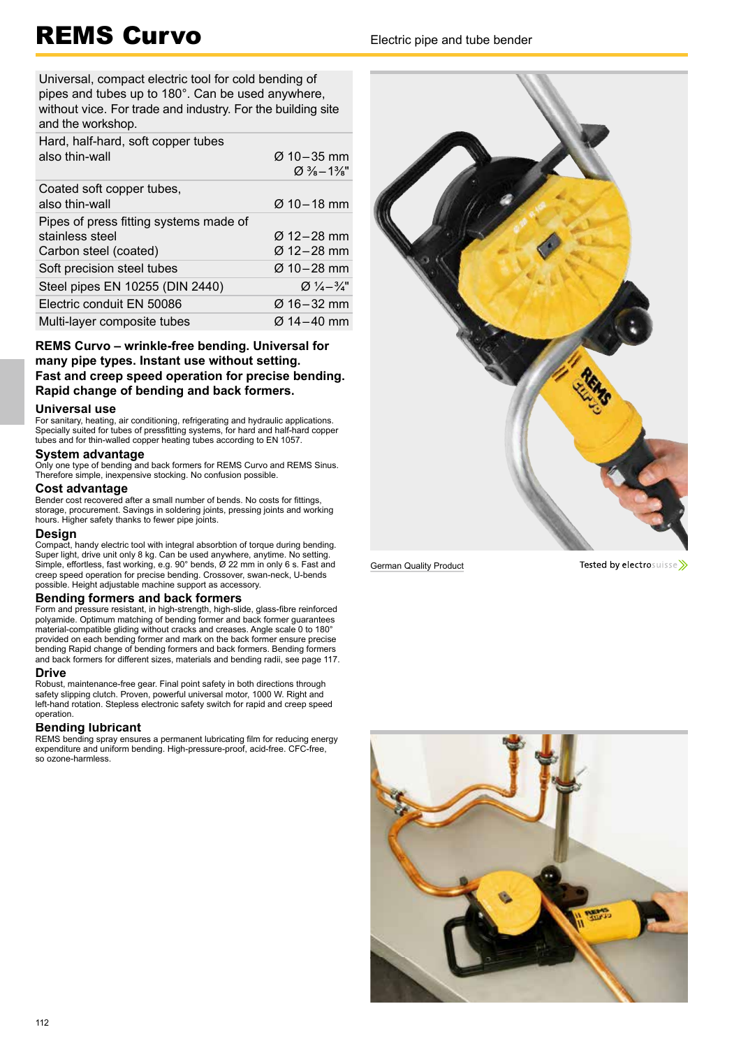# REMS Curvo

Electric pipe and tube bender

Universal, compact electric tool for cold bending of pipes and tubes up to 180°. Can be used anywhere, without vice. For trade and industry. For the building site and the workshop.

| | |
|---|---|
| Hard, half-hard, soft copper tubes also thin-wall | Ø 10–35 mm<br>Ø ⅜–1⅜" |
| Coated soft copper tubes, also thin-wall | Ø 10–18 mm |
| Pipes of press fitting systems made of stainless steel | Ø 12–28 mm |
| Carbon steel (coated) | Ø 12–28 mm |
| Soft precision steel tubes | Ø 10–28 mm |
| Steel pipes EN 10255 (DIN 2440) | Ø ¼–¾" |
| Electric conduit EN 50086 | Ø 16–32 mm |
| Multi-layer composite tubes | Ø 14–40 mm |

**REMS Curvo – wrinkle-free bending. Universal for many pipe types. Instant use without setting. Fast and creep speed operation for precise bending. Rapid change of bending and back formers.**

## Universal use

For sanitary, heating, air conditioning, refrigerating and hydraulic applications. Specially suited for tubes of pressfitting systems, for hard and half-hard copper tubes and for thin-walled copper heating tubes according to EN 1057.

## System advantage

Only one type of bending and back formers for REMS Curvo and REMS Sinus. Therefore simple, inexpensive stocking. No confusion possible.

## Cost advantage

Bender cost recovered after a small number of bends. No costs for fittings, storage, procurement. Savings in soldering joints, pressing joints and working hours. Higher safety thanks to fewer pipe joints.

## Design

Compact, handy electric tool with integral absorbtion of torque during bending. Super light, drive unit only 8 kg. Can be used anywhere, anytime. No setting. Simple, effortless, fast working, e.g. 90° bends, Ø 22 mm in only 6 s. Fast and creep speed operation for precise bending. Crossover, swan-neck, U-bends possible. Height adjustable machine support as accessory.

## Bending formers and back formers

Form and pressure resistant, in high-strength, high-slide, glass-fibre reinforced polyamide. Optimum matching of bending former and back former guarantees material-compatible gliding without cracks and creases. Angle scale 0 to 180° provided on each bending former and mark on the back former ensure precise bending Rapid change of bending formers and back formers. Bending formers and back formers for different sizes, materials and bending radii, see page 117.

## Drive

Robust, maintenance-free gear. Final point safety in both directions through safety slipping clutch. Proven, powerful universal motor, 1000 W. Right and left-hand rotation. Stepless electronic safety switch for rapid and creep speed operation.

## Bending lubricant

REMS bending spray ensures a permanent lubricating film for reducing energy expenditure and uniform bending. High-pressure-proof, acid-free. CFC-free, so ozone-harmless.

German Quality Product

Tested by electrosuisse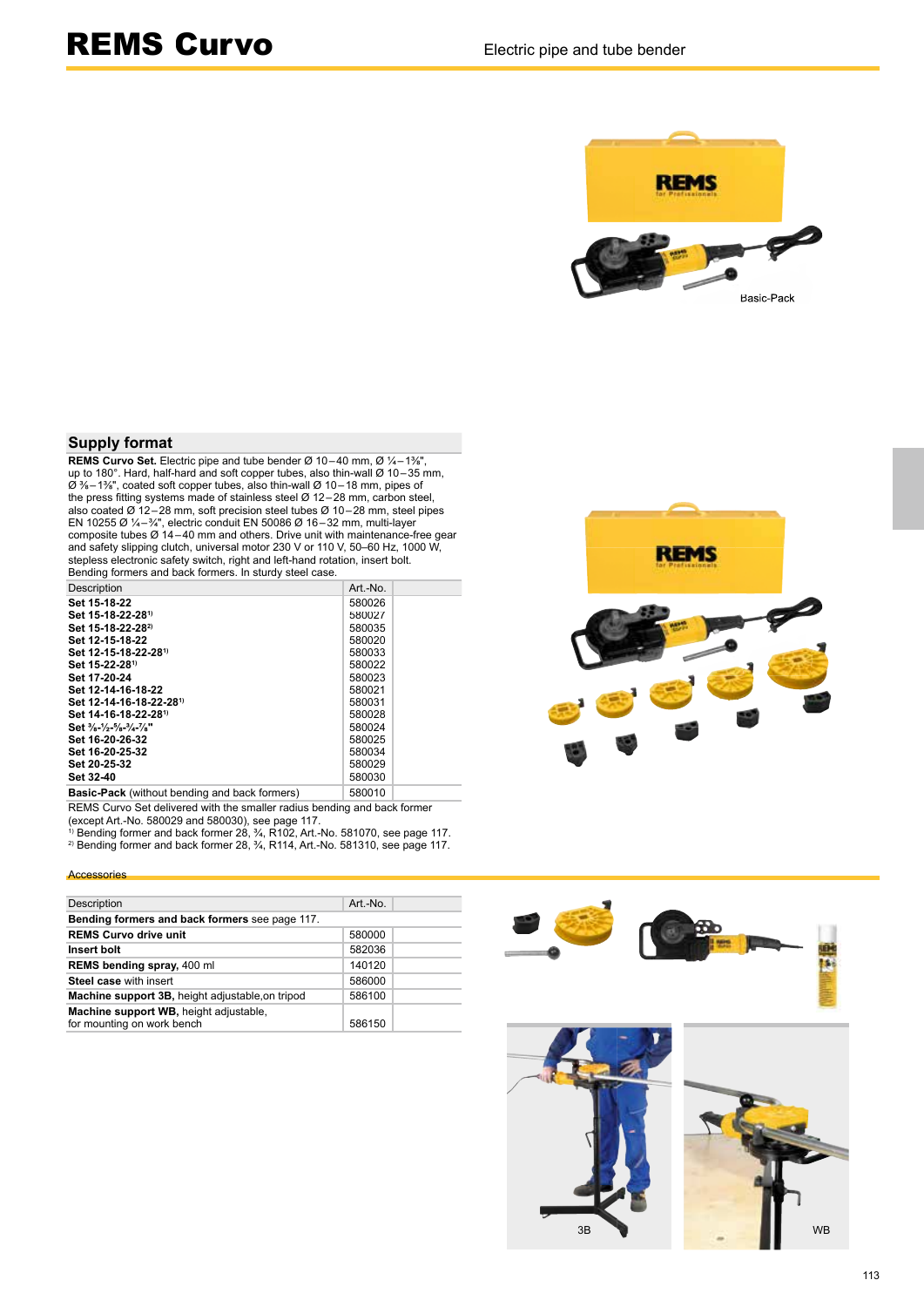# REMS Curvo

Electric pipe and tube bender

Basic-Pack

## Supply format

**REMS Curvo Set.** Electric pipe and tube bender Ø 10–40 mm, Ø ¼–1⅜", up to 180°. Hard, half-hard and soft copper tubes, also thin-wall Ø 10–35 mm, Ø ⅜–1⅜", coated soft copper tubes, also thin-wall Ø 10–18 mm, pipes of the press fitting systems made of stainless steel Ø 12–28 mm, carbon steel, also coated Ø 12–28 mm, soft precision steel tubes Ø 10–28 mm, steel pipes EN 10255 Ø ¼–¾", electric conduit EN 50086 Ø 16–32 mm, multi-layer composite tubes Ø 14–40 mm and others. Drive unit with maintenance-free gear and safety slipping clutch, universal motor 230 V or 110 V, 50–60 Hz, 1000 W, stepless electronic safety switch, right and left-hand rotation, insert bolt. Bending formers and back formers. In sturdy steel case.

| Description | Art.-No. |
|---|---|
| **Set 15-18-22** | 580026 |
| **Set 15-18-22-28**[1] | 580027 |
| **Set 15-18-22-28**[2] | 580035 |
| **Set 12-15-18-22** | 580020 |
| **Set 12-15-18-22-28**[1] | 580033 |
| **Set 15-22-28**[1] | 580022 |
| **Set 17-20-24** | 580023 |
| **Set 12-14-16-18-22** | 580021 |
| **Set 12-14-16-18-22-28**[1] | 580031 |
| **Set 14-16-18-22-28**[1] | 580028 |
| **Set ⅜-½-⅝-¾-⅞"** | 580024 |
| **Set 16-20-26-32** | 580025 |
| **Set 16-20-25-32** | 580034 |
| **Set 20-25-32** | 580029 |
| **Set 32-40** | 580030 |
| **Basic-Pack** (without bending and back formers) | 580010 |

REMS Curvo Set delivered with the smaller radius bending and back former (except Art.-No. 580029 and 580030), see page 117.
[1] Bending former and back former 28, ¾, R102, Art.-No. 581070, see page 117.
[2] Bending former and back former 28, ¾, R114, Art.-No. 581310, see page 117.

Accessories

| Description | Art.-No. |
|---|---|
| **Bending formers and back formers** see page 117. | |
| **REMS Curvo drive unit** | 580000 |
| **Insert bolt** | 582036 |
| **REMS bending spray**, 400 ml | 140120 |
| **Steel case** with insert | 586000 |
| **Machine support 3B**, height adjustable,on tripod | 586100 |
| **Machine support WB**, height adjustable, for mounting on work bench | 586150 |

3B

WB